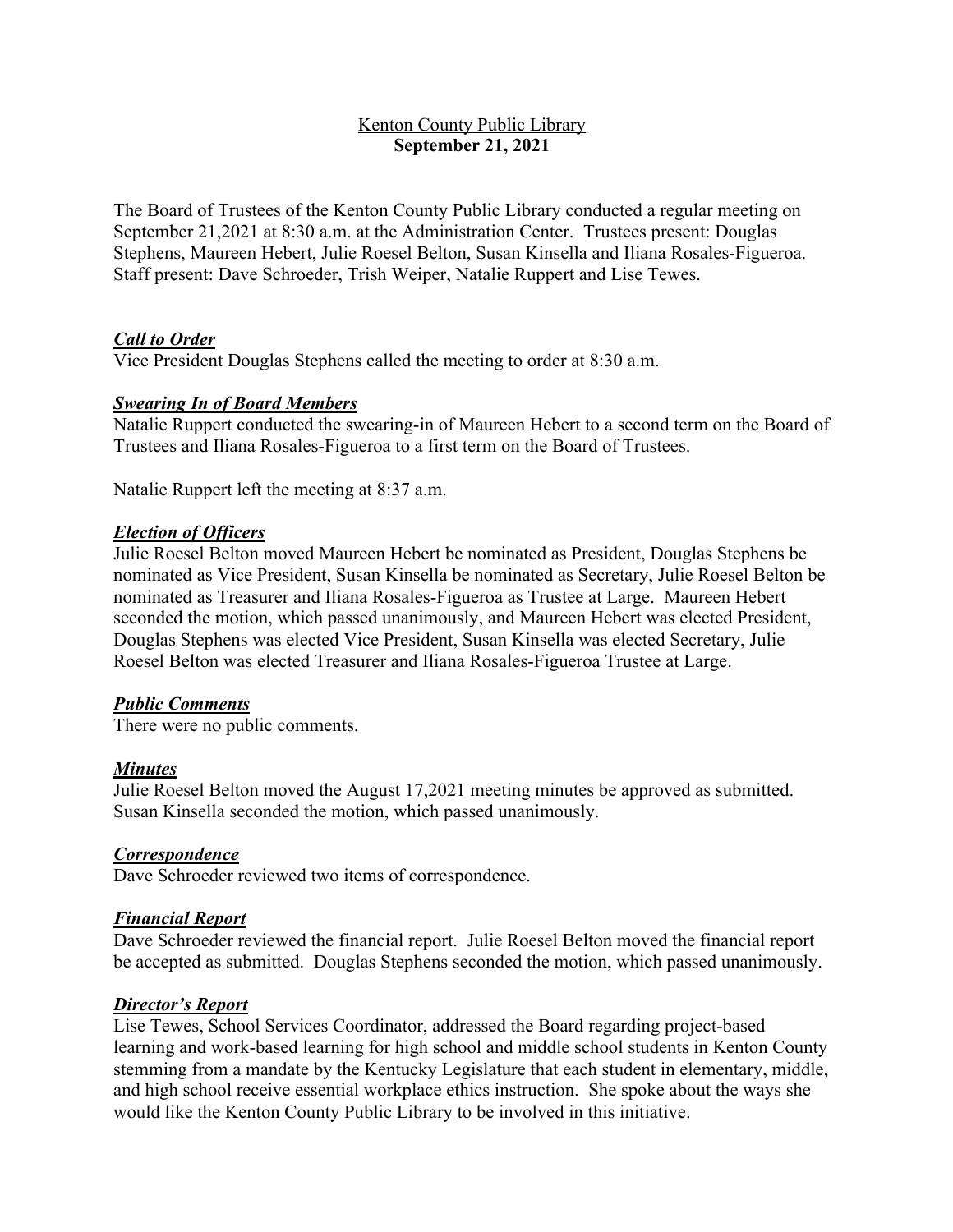Kenton County Public Library
**September 21, 2021**

The Board of Trustees of the Kenton County Public Library conducted a regular meeting on September 21,2021 at 8:30 a.m. at the Administration Center. Trustees present: Douglas Stephens, Maureen Hebert, Julie Roesel Belton, Susan Kinsella and Iliana Rosales-Figueroa. Staff present: Dave Schroeder, Trish Weiper, Natalie Ruppert and Lise Tewes.

***Call to Order***

Vice President Douglas Stephens called the meeting to order at 8:30 a.m.

***Swearing In of Board Members***

Natalie Ruppert conducted the swearing-in of Maureen Hebert to a second term on the Board of Trustees and Iliana Rosales-Figueroa to a first term on the Board of Trustees.

Natalie Ruppert left the meeting at 8:37 a.m.

***Election of Officers***

Julie Roesel Belton moved Maureen Hebert be nominated as President, Douglas Stephens be nominated as Vice President, Susan Kinsella be nominated as Secretary, Julie Roesel Belton be nominated as Treasurer and Iliana Rosales-Figueroa as Trustee at Large. Maureen Hebert seconded the motion, which passed unanimously, and Maureen Hebert was elected President, Douglas Stephens was elected Vice President, Susan Kinsella was elected Secretary, Julie Roesel Belton was elected Treasurer and Iliana Rosales-Figueroa Trustee at Large.

***Public Comments***

There were no public comments.

***Minutes***

Julie Roesel Belton moved the August 17,2021 meeting minutes be approved as submitted. Susan Kinsella seconded the motion, which passed unanimously.

***Correspondence***

Dave Schroeder reviewed two items of correspondence.

***Financial Report***

Dave Schroeder reviewed the financial report. Julie Roesel Belton moved the financial report be accepted as submitted. Douglas Stephens seconded the motion, which passed unanimously.

***Director's Report***

Lise Tewes, School Services Coordinator, addressed the Board regarding project-based learning and work-based learning for high school and middle school students in Kenton County stemming from a mandate by the Kentucky Legislature that each student in elementary, middle, and high school receive essential workplace ethics instruction. She spoke about the ways she would like the Kenton County Public Library to be involved in this initiative.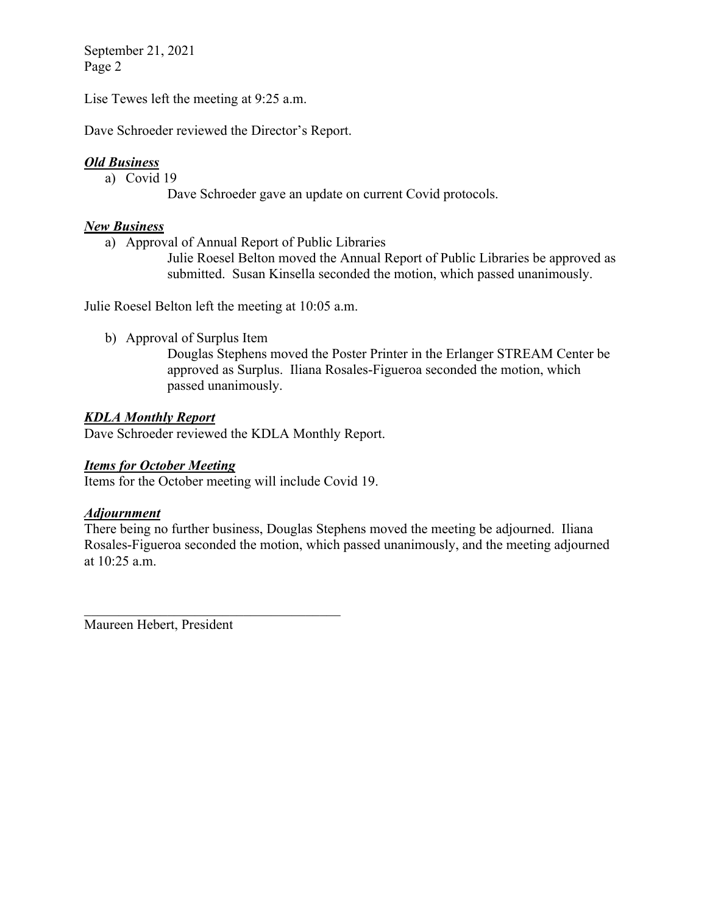Lise Tewes left the meeting at 9:25 a.m.

Dave Schroeder reviewed the Director's Report.

***Old Business***

a) Covid 19

Dave Schroeder gave an update on current Covid protocols.

***New Business***

a) Approval of Annual Report of Public Libraries

Julie Roesel Belton moved the Annual Report of Public Libraries be approved as submitted. Susan Kinsella seconded the motion, which passed unanimously.

Julie Roesel Belton left the meeting at 10:05 a.m.

b) Approval of Surplus Item

Douglas Stephens moved the Poster Printer in the Erlanger STREAM Center be approved as Surplus. Iliana Rosales-Figueroa seconded the motion, which passed unanimously.

***KDLA Monthly Report***

Dave Schroeder reviewed the KDLA Monthly Report.

***Items for October Meeting***

Items for the October meeting will include Covid 19.

***Adjournment***

There being no further business, Douglas Stephens moved the meeting be adjourned. Iliana Rosales-Figueroa seconded the motion, which passed unanimously, and the meeting adjourned at 10:25 a.m.

_______________________________________

Maureen Hebert, President